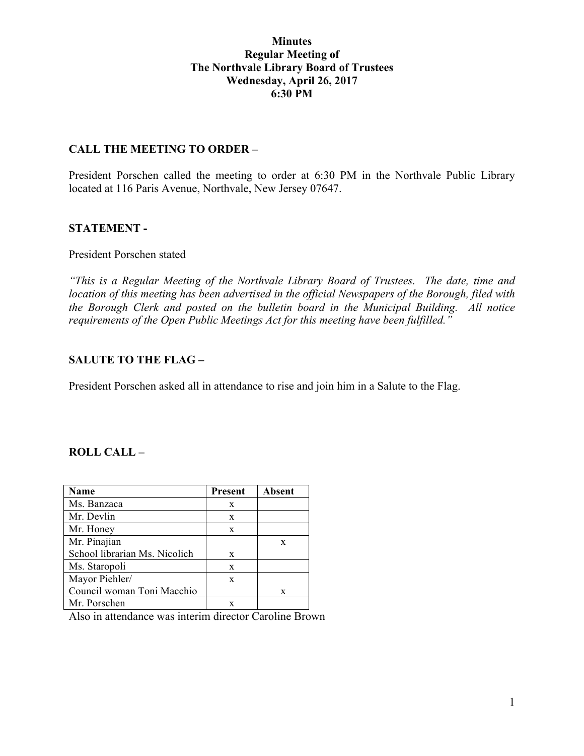# Minutes
## Regular Meeting of
## The Northvale Library Board of Trustees
## Wednesday, April 26, 2017
## 6:30 PM

### CALL THE MEETING TO ORDER –

President Porschen called the meeting to order at 6:30 PM in the Northvale Public Library located at 116 Paris Avenue, Northvale, New Jersey 07647.

### STATEMENT -

President Porschen stated

*"This is a Regular Meeting of the Northvale Library Board of Trustees. The date, time and location of this meeting has been advertised in the official Newspapers of the Borough, filed with the Borough Clerk and posted on the bulletin board in the Municipal Building. All notice requirements of the Open Public Meetings Act for this meeting have been fulfilled."*

### SALUTE TO THE FLAG –

President Porschen asked all in attendance to rise and join him in a Salute to the Flag.

### ROLL CALL –

| Name | Present | Absent |
|---|---|---|
| Ms. Banzaca | x | |
| Mr. Devlin | x | |
| Mr. Honey | x | |
| Mr. Pinajian | | x |
| School librarian Ms. Nicolich | x | |
| Ms. Staropoli | x | |
| Mayor Piehler/ | x | |
| Council woman Toni Macchio | | x |
| Mr. Porschen | x | |

Also in attendance was interim director Caroline Brown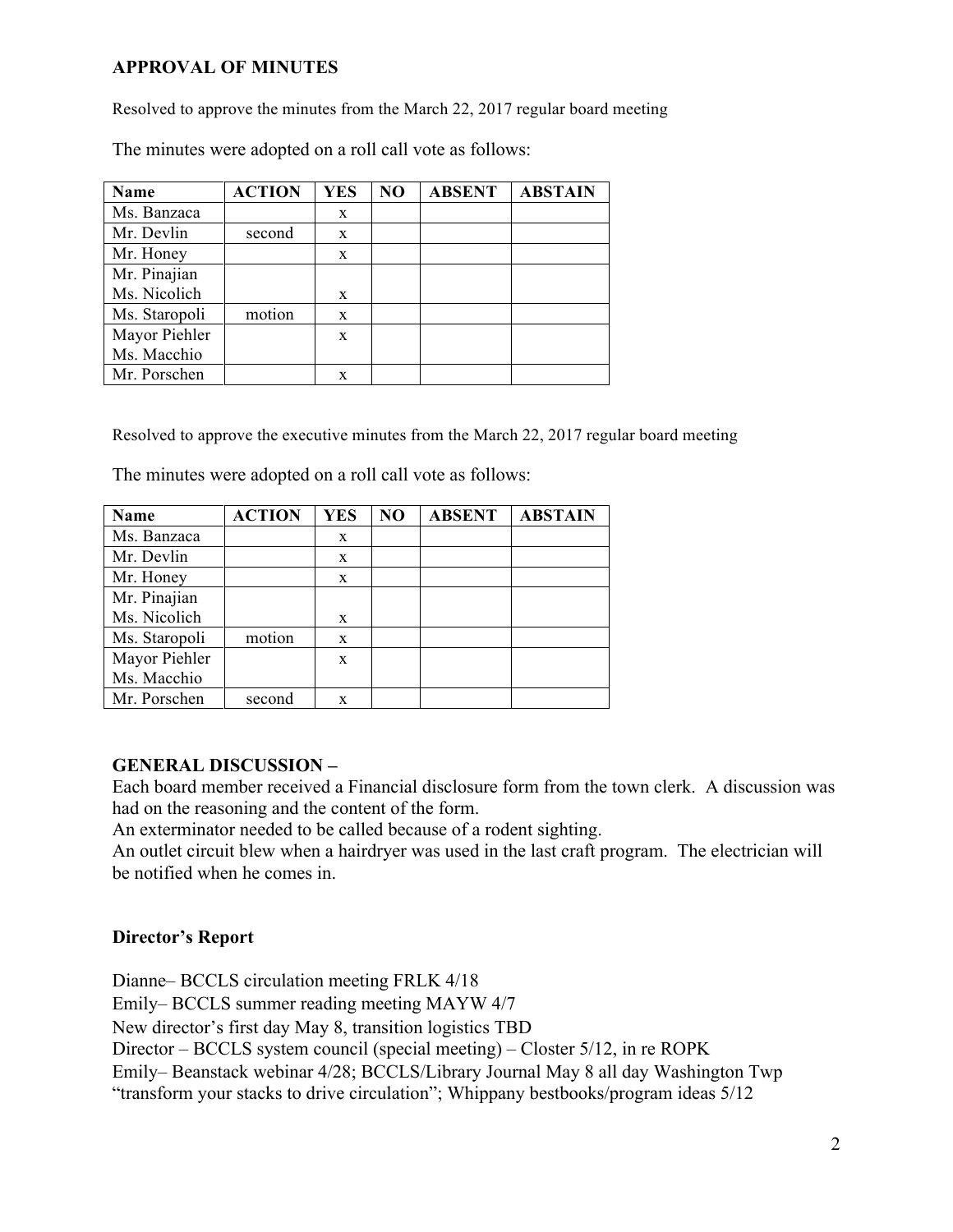## APPROVAL OF MINUTES

Resolved to approve the minutes from the March 22, 2017 regular board meeting

The minutes were adopted on a roll call vote as follows:

| Name | ACTION | YES | NO | ABSENT | ABSTAIN |
|---|---|---|---|---|---|
| Ms. Banzaca | | x | | | |
| Mr. Devlin | second | x | | | |
| Mr. Honey | | x | | | |
| Mr. Pinajian Ms. Nicolich | | x | | | |
| Ms. Staropoli | motion | x | | | |
| Mayor Piehler Ms. Macchio | | x | | | |
| Mr. Porschen | | x | | | |

Resolved to approve the executive minutes from the March 22, 2017 regular board meeting

The minutes were adopted on a roll call vote as follows:

| Name | ACTION | YES | NO | ABSENT | ABSTAIN |
|---|---|---|---|---|---|
| Ms. Banzaca | | x | | | |
| Mr. Devlin | | x | | | |
| Mr. Honey | | x | | | |
| Mr. Pinajian Ms. Nicolich | | x | | | |
| Ms. Staropoli | motion | x | | | |
| Mayor Piehler Ms. Macchio | | x | | | |
| Mr. Porschen | second | x | | | |

## GENERAL DISCUSSION –

Each board member received a Financial disclosure form from the town clerk. A discussion was had on the reasoning and the content of the form.

An exterminator needed to be called because of a rodent sighting.

An outlet circuit blew when a hairdryer was used in the last craft program. The electrician will be notified when he comes in.

## Director's Report

Dianne– BCCLS circulation meeting FRLK 4/18

Emily– BCCLS summer reading meeting MAYW 4/7

New director's first day May 8, transition logistics TBD

Director – BCCLS system council (special meeting) – Closter 5/12, in re ROPK

Emily– Beanstack webinar 4/28; BCCLS/Library Journal May 8 all day Washington Twp "transform your stacks to drive circulation"; Whippany bestbooks/program ideas 5/12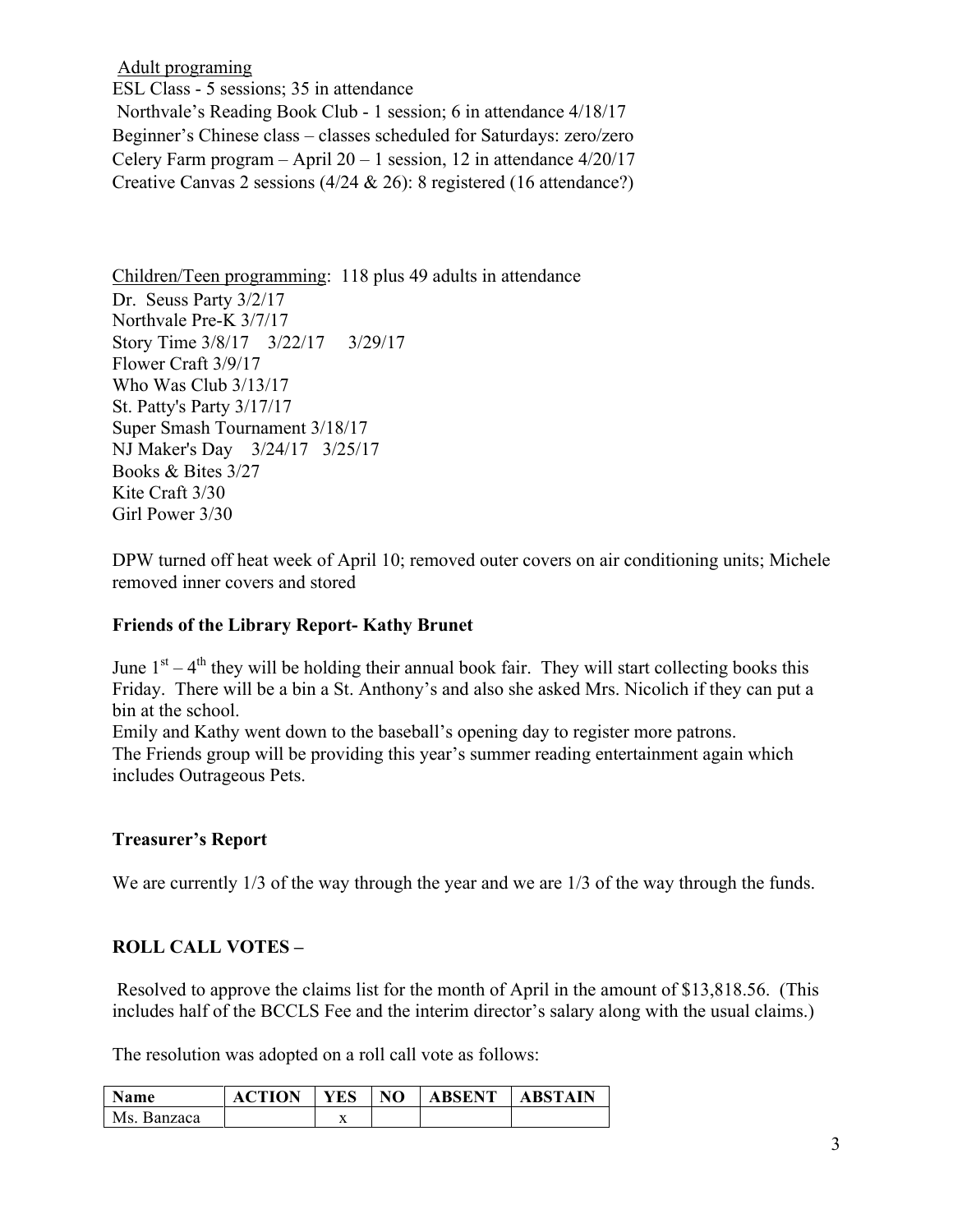Adult programing

ESL Class - 5 sessions; 35 in attendance
Northvale's Reading Book Club - 1 session; 6 in attendance 4/18/17
Beginner's Chinese class – classes scheduled for Saturdays: zero/zero
Celery Farm program – April 20 – 1 session, 12 in attendance 4/20/17
Creative Canvas 2 sessions (4/24 & 26): 8 registered (16 attendance?)

Children/Teen programming: 118 plus 49 adults in attendance

Dr. Seuss Party 3/2/17
Northvale Pre-K 3/7/17
Story Time 3/8/17 3/22/17 3/29/17
Flower Craft 3/9/17
Who Was Club 3/13/17
St. Patty's Party 3/17/17
Super Smash Tournament 3/18/17
NJ Maker's Day 3/24/17 3/25/17
Books & Bites 3/27
Kite Craft 3/30
Girl Power 3/30

DPW turned off heat week of April 10; removed outer covers on air conditioning units; Michele removed inner covers and stored

**Friends of the Library Report- Kathy Brunet**

June 1st – 4th they will be holding their annual book fair. They will start collecting books this Friday. There will be a bin a St. Anthony's and also she asked Mrs. Nicolich if they can put a bin at the school.
Emily and Kathy went down to the baseball's opening day to register more patrons.
The Friends group will be providing this year's summer reading entertainment again which includes Outrageous Pets.

**Treasurer's Report**

We are currently 1/3 of the way through the year and we are 1/3 of the way through the funds.

**ROLL CALL VOTES –**

Resolved to approve the claims list for the month of April in the amount of $13,818.56. (This includes half of the BCCLS Fee and the interim director's salary along with the usual claims.)

The resolution was adopted on a roll call vote as follows:

| Name | ACTION | YES | NO | ABSENT | ABSTAIN |
|---|---|---|---|---|---|
| Ms. Banzaca | | x | | | |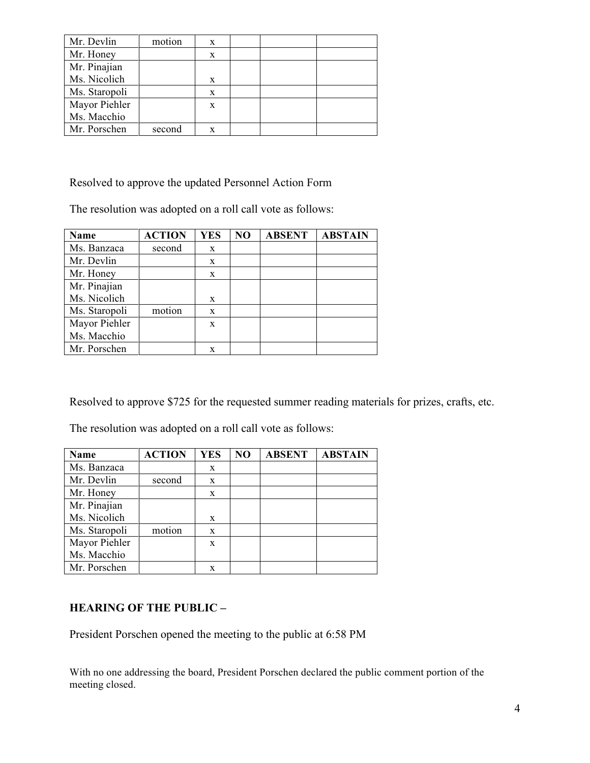| Mr. Devlin | motion | x | | | |
|---|---|---|---|---|---|
| Mr. Honey | | x | | | |
| Mr. Pinajian<br>Ms. Nicolich | | x | | | |
| Ms. Staropoli | | x | | | |
| Mayor Piehler<br>Ms. Macchio | | x | | | |
| Mr. Porschen | second | x | | | |

Resolved to approve the updated Personnel Action Form

The resolution was adopted on a roll call vote as follows:

| Name | ACTION | YES | NO | ABSENT | ABSTAIN |
|---|---|---|---|---|---|
| Ms. Banzaca | second | x | | | |
| Mr. Devlin | | x | | | |
| Mr. Honey | | x | | | |
| Mr. Pinajian<br>Ms. Nicolich | | x | | | |
| Ms. Staropoli | motion | x | | | |
| Mayor Piehler<br>Ms. Macchio | | x | | | |
| Mr. Porschen | | x | | | |

Resolved to approve $725 for the requested summer reading materials for prizes, crafts, etc.

The resolution was adopted on a roll call vote as follows:

| Name | ACTION | YES | NO | ABSENT | ABSTAIN |
|---|---|---|---|---|---|
| Ms. Banzaca | | x | | | |
| Mr. Devlin | second | x | | | |
| Mr. Honey | | x | | | |
| Mr. Pinajian<br>Ms. Nicolich | | x | | | |
| Ms. Staropoli | motion | x | | | |
| Mayor Piehler<br>Ms. Macchio | | x | | | |
| Mr. Porschen | | x | | | |

**HEARING OF THE PUBLIC –**

President Porschen opened the meeting to the public at 6:58 PM

With no one addressing the board, President Porschen declared the public comment portion of the meeting closed.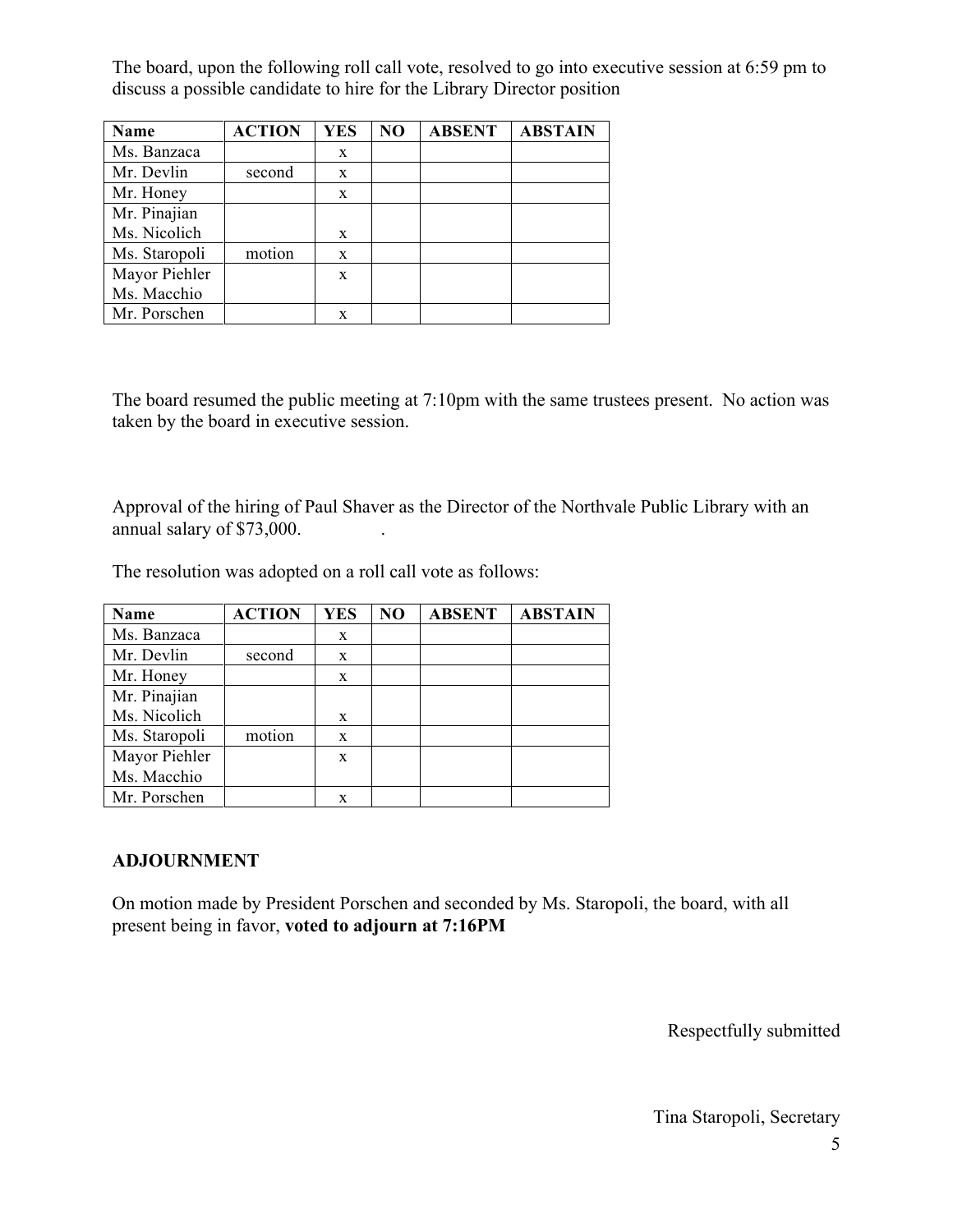The board, upon the following roll call vote, resolved to go into executive session at 6:59 pm to discuss a possible candidate to hire for the Library Director position

| Name | ACTION | YES | NO | ABSENT | ABSTAIN |
|---|---|---|---|---|---|
| Ms. Banzaca | | x | | | |
| Mr. Devlin | second | x | | | |
| Mr. Honey | | x | | | |
| Mr. Pinajian | | | | | |
| Ms. Nicolich | | x | | | |
| Ms. Staropoli | motion | x | | | |
| Mayor Piehler | | x | | | |
| Ms. Macchio | | | | | |
| Mr. Porschen | | x | | | |

The board resumed the public meeting at 7:10pm with the same trustees present. No action was taken by the board in executive session.

Approval of the hiring of Paul Shaver as the Director of the Northvale Public Library with an annual salary of $73,000. .

The resolution was adopted on a roll call vote as follows:

| Name | ACTION | YES | NO | ABSENT | ABSTAIN |
|---|---|---|---|---|---|
| Ms. Banzaca | | x | | | |
| Mr. Devlin | second | x | | | |
| Mr. Honey | | x | | | |
| Mr. Pinajian | | | | | |
| Ms. Nicolich | | x | | | |
| Ms. Staropoli | motion | x | | | |
| Mayor Piehler | | x | | | |
| Ms. Macchio | | | | | |
| Mr. Porschen | | x | | | |

**ADJOURNMENT**

On motion made by President Porschen and seconded by Ms. Staropoli, the board, with all present being in favor, **voted to adjourn at 7:16PM**

Respectfully submitted

Tina Staropoli, Secretary